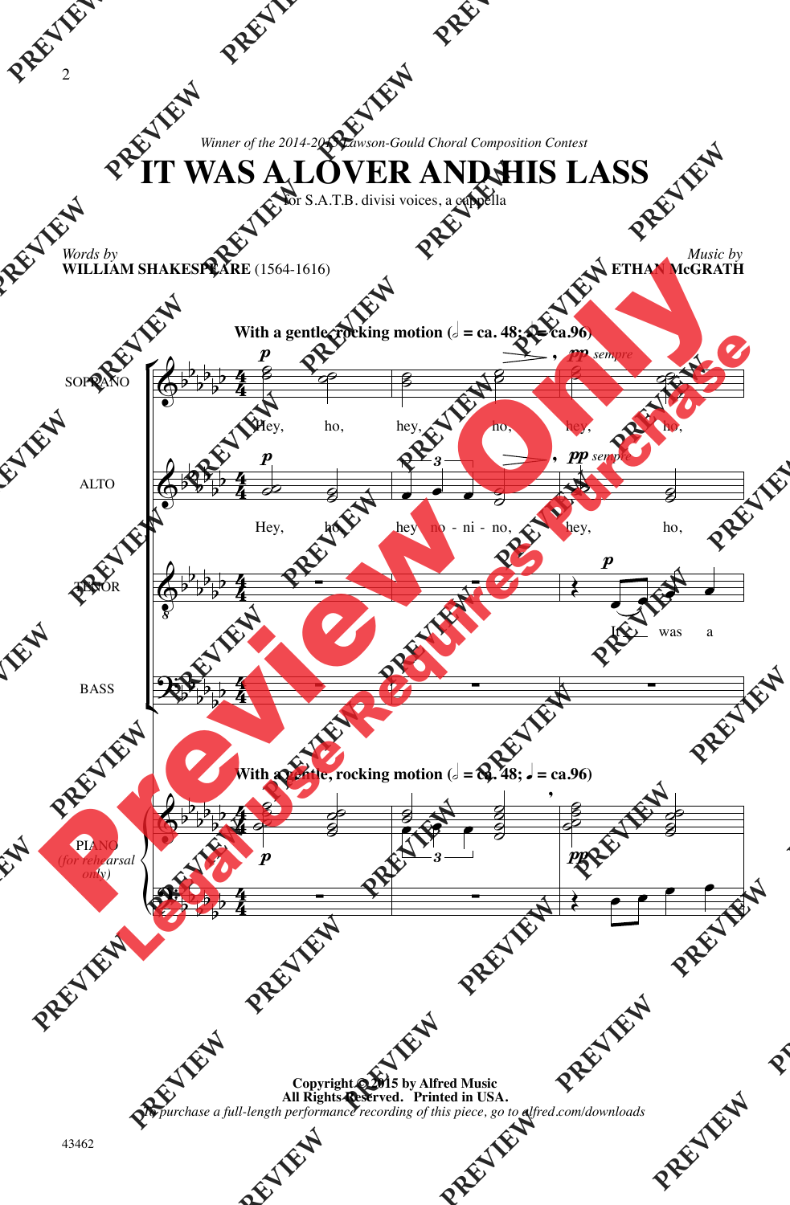*Winner of the 2014-2015 Lawson-Gould Choral Composition Contest*

# IT WAS A LOVER AND HIS LASS

for S.A.T.B. divisi voices, a cappella

*Words by*
**WILLIAM SHAKESPEARE** (1564-1616)

*Music by*
**ETHAN McGRATH**

**With a gentle, rocking motion (𝅗𝅥 = ca. 48; ♩ = ca.96)**

SOPRANO: Hey, ho, hey, ho, hey, ho,

ALTO: Hey, ho, hey no - ni - no, hey, ho,

TENOR: It was a

BASS

PIANO *(for rehearsal only)*

**Copyright © 2015 by Alfred Music**
**All Rights Reserved. Printed in USA.**
*To purchase a full-length performance recording of this piece, go to alfred.com/downloads*

43462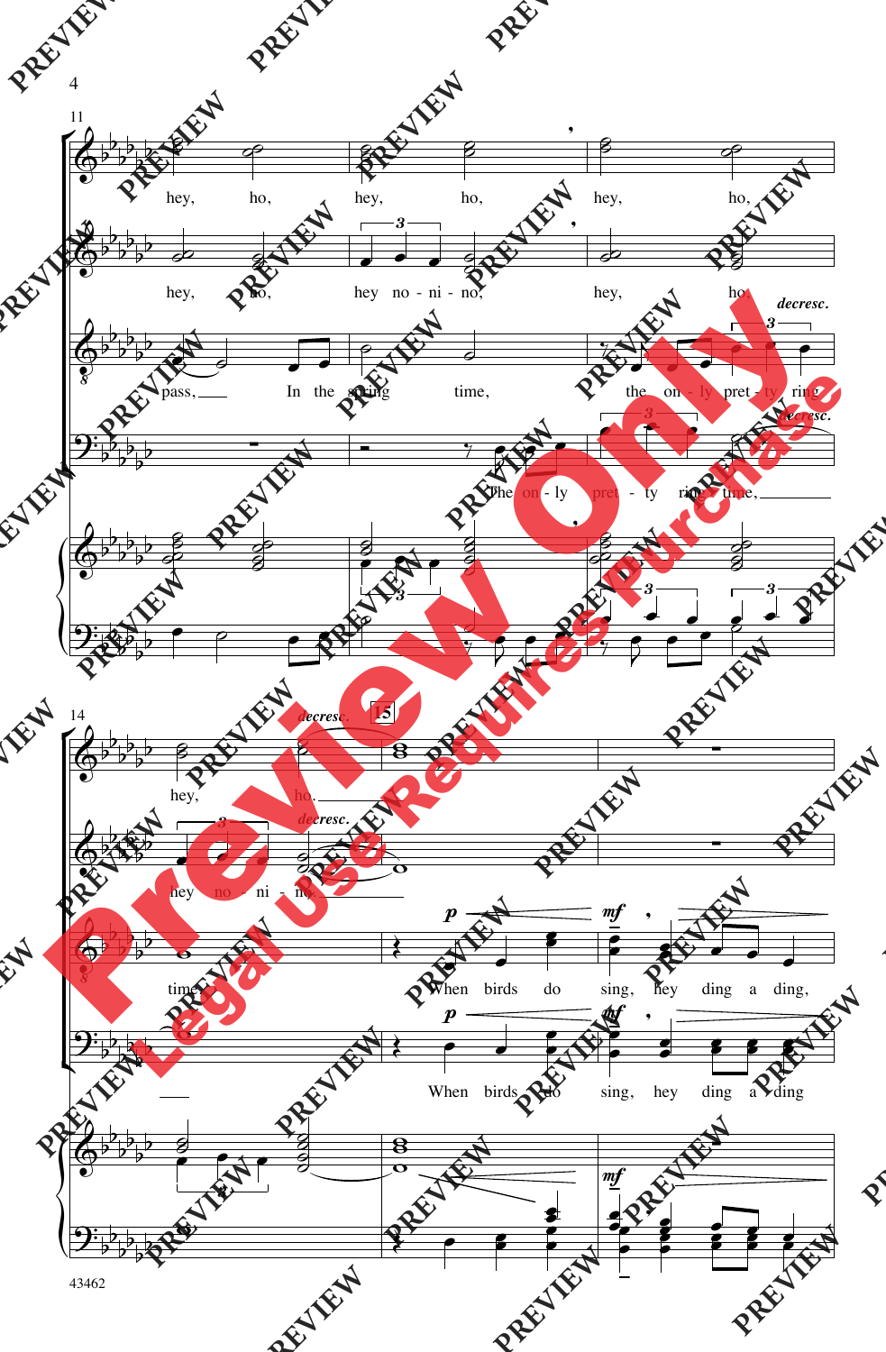11

hey, ho, hey, ho, hey, ho,

hey, ho, hey no - ni - no, hey, ho,

pass, In the spring time, the on - ly pret - ty ring *decresc.*

The on - ly pret - ty ring time, *decresc.*

14 *decresc.* 15

hey, ho.

hey no - ni - no. *decresc.*

time, When birds do sing, hey ding a ding, *p* *mf*

When birds do sing, hey ding a ding *p* *mf*

*mf*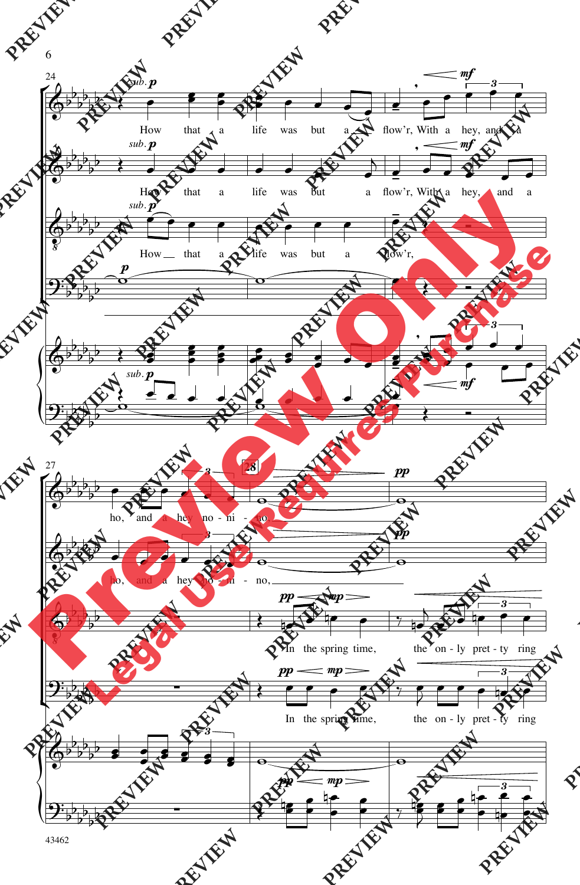sub. p

How that a life was but a flow'r, With a hey, and a ho, and a hey no - ni - no,

How that a life was but a flow'r, With a hey, and a ho, and a hey no - ni - no,

How that a life was but a flow'r,

mf

28

pp

In the spring time, the on - ly pret - ty ring

In the spring time, the on - ly pret - ty ring

mp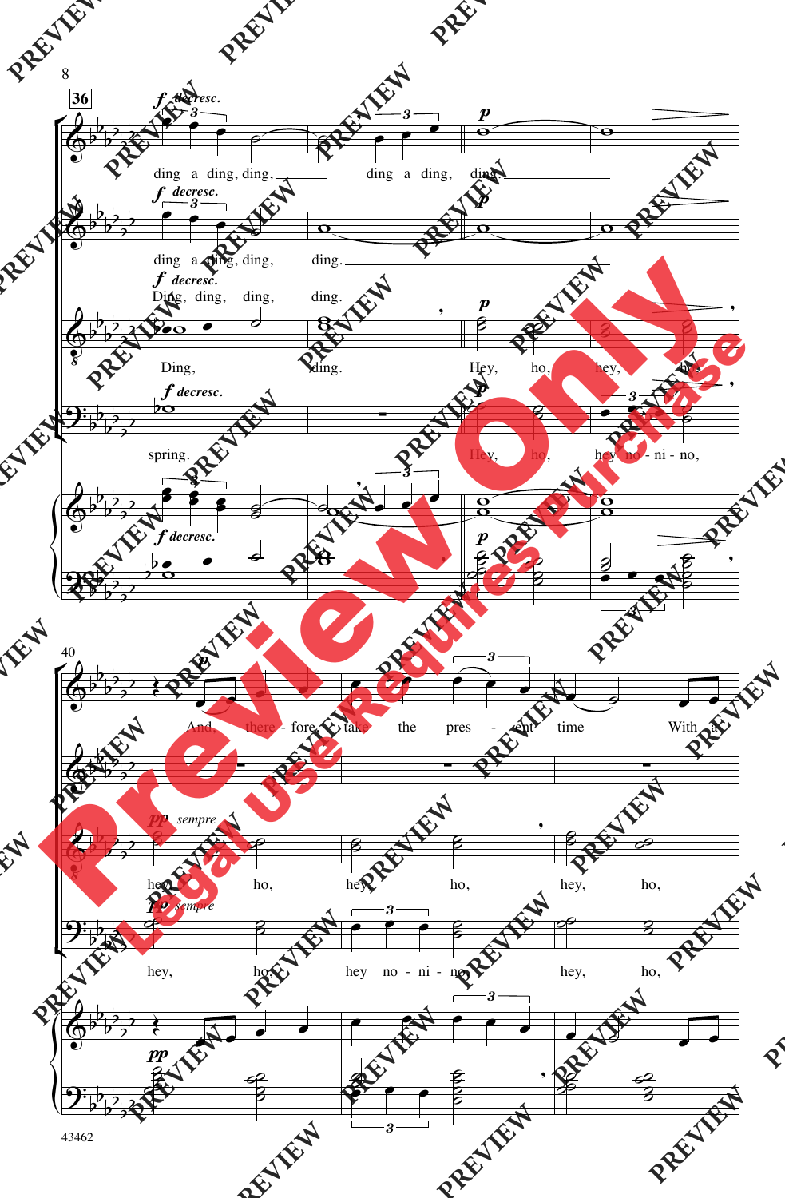36

*f decresc.*

ding a ding, ding, ding a ding, ding.

*p*

ding a ding, ding, ding.

Ding, ding, ding, ding.

Ding, ding.

Hey, ho, hey, ho,

spring.

Hey, ho, hey no - ni - no,

40

And there - fore take the pres - ent time With a

*pp sempre*

hey, ho, hey, ho, hey, ho,

hey, ho, hey no - ni - no, hey, ho,

43462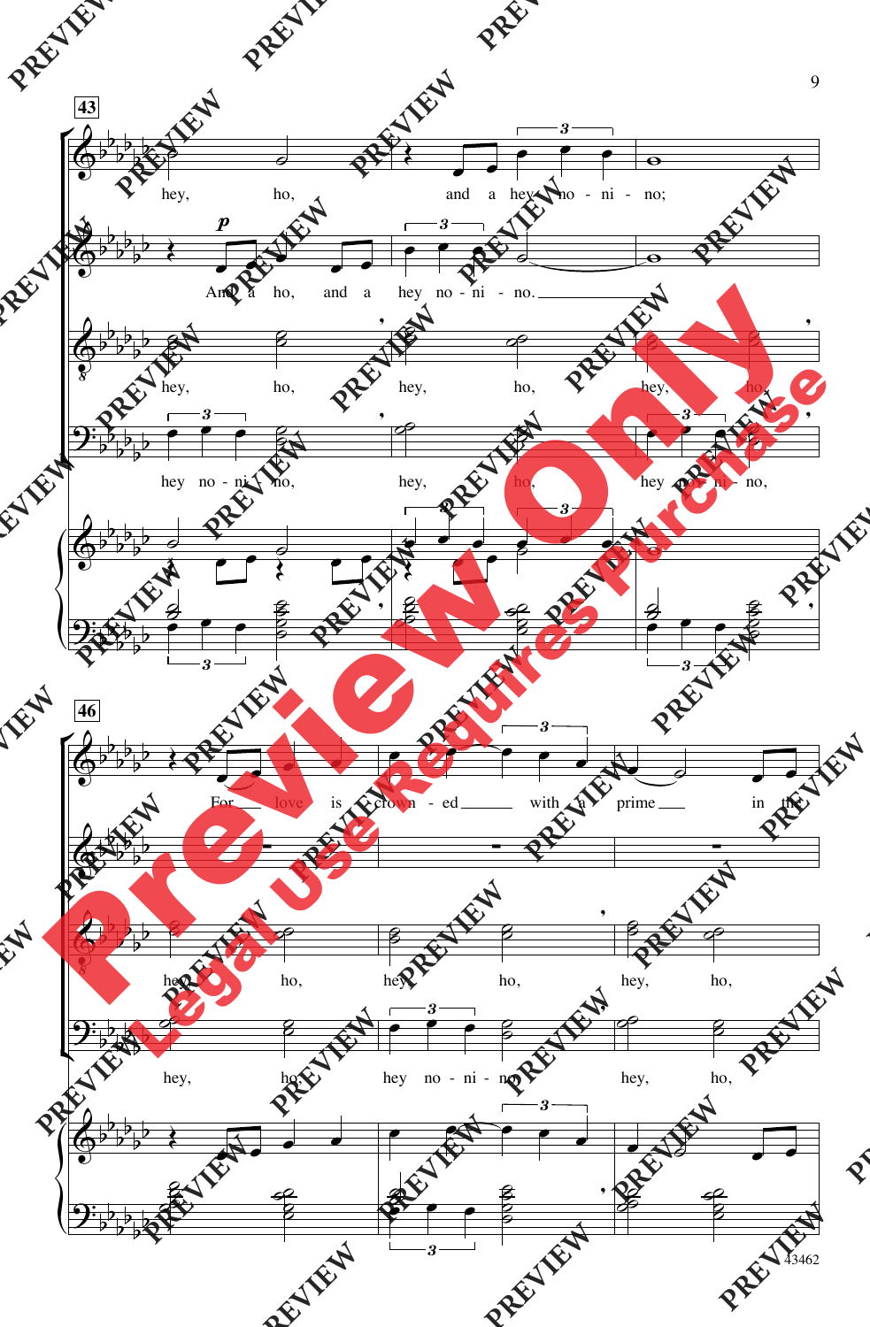43

hey, ho, and a hey no - ni - no;

*p*

And a ho, and a hey no - ni - no.

hey, ho, hey, ho, hey, ho,

hey no - ni - no, hey, ho, hey no - ni - no,

46

For love is crown - ed with a prime in the

hey, ho, hey, ho, hey, ho,

hey, ho, hey no - ni - no, hey, ho,

43462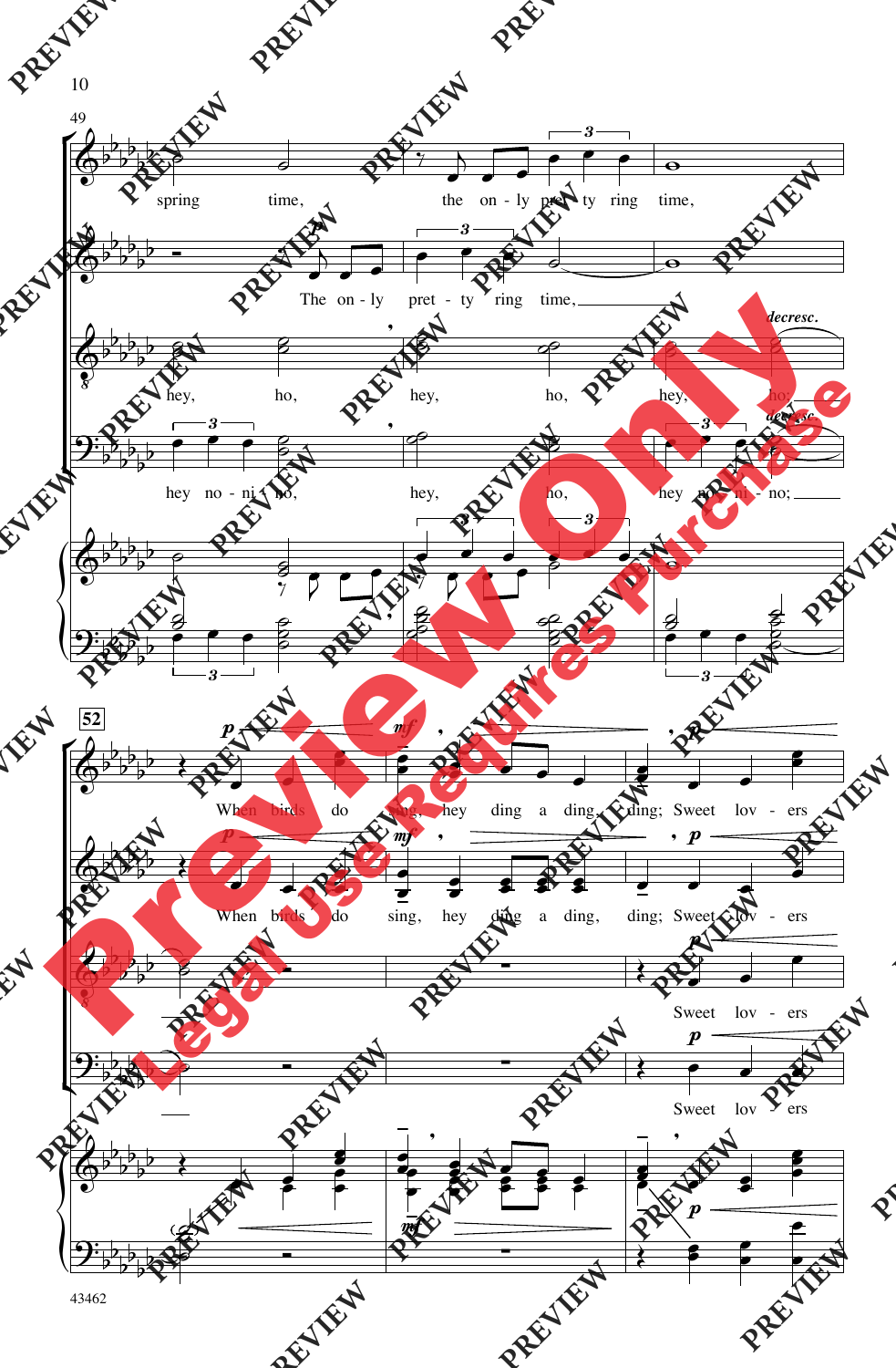49

spring time, the on-ly pret-ty ring time,

The on-ly pret-ty ring time,

hey, ho, hey, ho, hey, ho;

hey no-ni-no, hey, ho, hey no-ni-no;

52

When birds do sing, hey ding a ding, ding; Sweet lov-ers

When birds do sing, hey ding a ding, ding; Sweet lov-ers

Sweet lov-ers

Sweet lov-ers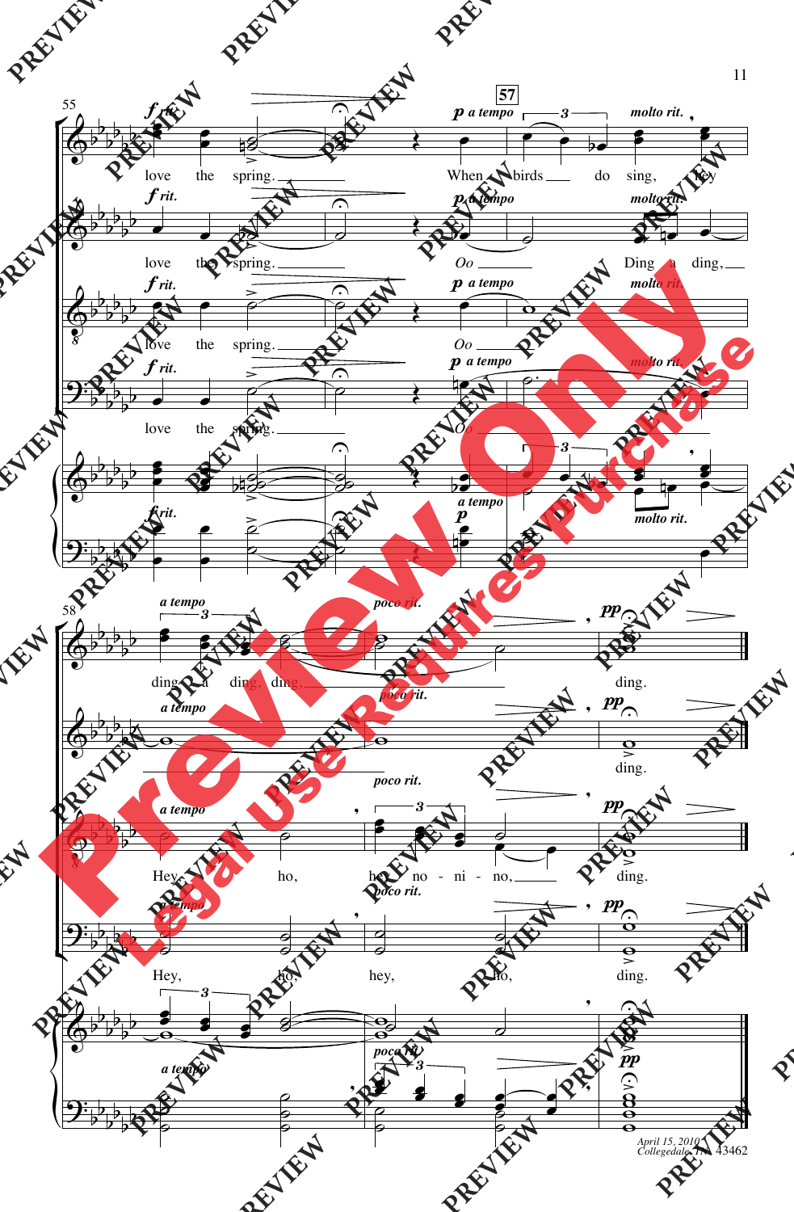55

*f rit.*

love the spring.

57

*p a tempo*

When birds do sing,

*molto rit.*

hey

love the spring.

Oo

Ding a ding,

love the spring.

Oo

love the spring.

Oo

58

*a tempo*

ding a ding, ding,

*poco rit.*

*pp*

ding.

Hey, ho, hey, no - ni - no,

ding.

Hey, ho, hey, ho,

ding.

April 15, 2010
Collegedale, TN

43462